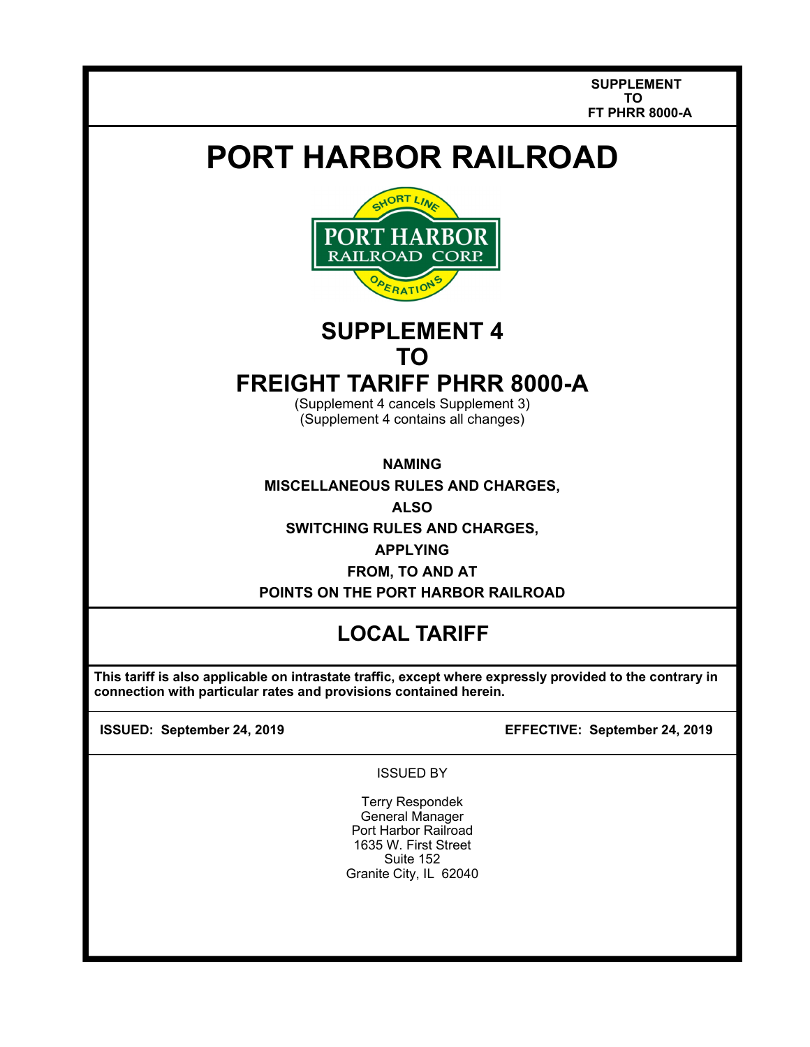**SUPPLEMENT TO FT PHRR 8000-A**

# PORT HARBOR RAILROAD

SHORT LINE
PORT HARBOR
RAILROAD CORP.
OPERATIONS

## SUPPLEMENT 4 TO FREIGHT TARIFF PHRR 8000-A

(Supplement 4 cancels Supplement 3)
(Supplement 4 contains all changes)

**NAMING**

**MISCELLANEOUS RULES AND CHARGES,**

**ALSO**

**SWITCHING RULES AND CHARGES,**

**APPLYING**

**FROM, TO AND AT**

**POINTS ON THE PORT HARBOR RAILROAD**

## LOCAL TARIFF

**This tariff is also applicable on intrastate traffic, except where expressly provided to the contrary in connection with particular rates and provisions contained herein.**

**ISSUED: September 24, 2019** | **EFFECTIVE: September 24, 2019**

ISSUED BY

Terry Respondek
General Manager
Port Harbor Railroad
1635 W. First Street
Suite 152
Granite City, IL 62040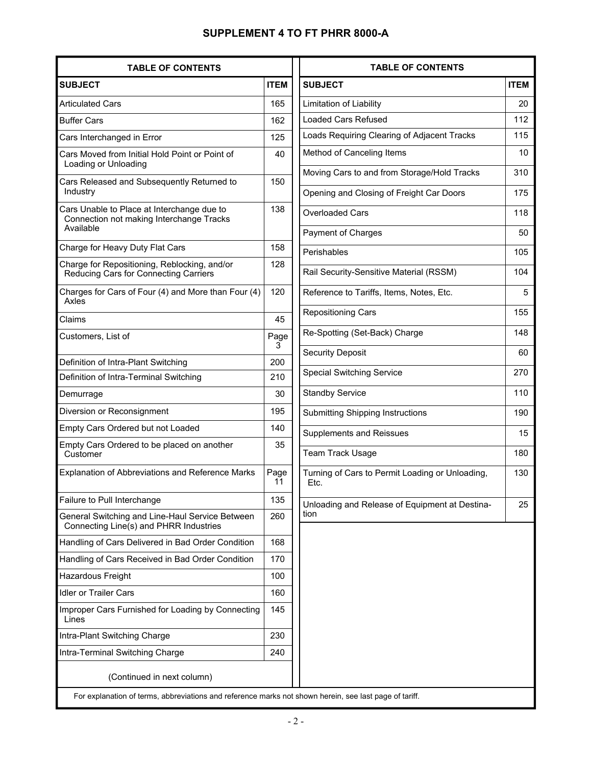## SUPPLEMENT 4 TO FT PHRR 8000-A

### TABLE OF CONTENTS

| SUBJECT | ITEM |
|---|---|
| Articulated Cars | 165 |
| Buffer Cars | 162 |
| Cars Interchanged in Error | 125 |
| Cars Moved from Initial Hold Point or Point of Loading or Unloading | 40 |
| Cars Released and Subsequently Returned to Industry | 150 |
| Cars Unable to Place at Interchange due to Connection not making Interchange Tracks Available | 138 |
| Charge for Heavy Duty Flat Cars | 158 |
| Charge for Repositioning, Reblocking, and/or Reducing Cars for Connecting Carriers | 128 |
| Charges for Cars of Four (4) and More than Four (4) Axles | 120 |
| Claims | 45 |
| Customers, List of | Page 3 |
| Definition of Intra-Plant Switching | 200 |
| Definition of Intra-Terminal Switching | 210 |
| Demurrage | 30 |
| Diversion or Reconsignment | 195 |
| Empty Cars Ordered but not Loaded | 140 |
| Empty Cars Ordered to be placed on another Customer | 35 |
| Explanation of Abbreviations and Reference Marks | Page 11 |
| Failure to Pull Interchange | 135 |
| General Switching and Line-Haul Service Between Connecting Line(s) and PHRR Industries | 260 |
| Handling of Cars Delivered in Bad Order Condition | 168 |
| Handling of Cars Received in Bad Order Condition | 170 |
| Hazardous Freight | 100 |
| Idler or Trailer Cars | 160 |
| Improper Cars Furnished for Loading by Connecting Lines | 145 |
| Intra-Plant Switching Charge | 230 |
| Intra-Terminal Switching Charge | 240 |
| Limitation of Liability | 20 |
| Loaded Cars Refused | 112 |
| Loads Requiring Clearing of Adjacent Tracks | 115 |
| Method of Canceling Items | 10 |
| Moving Cars to and from Storage/Hold Tracks | 310 |
| Opening and Closing of Freight Car Doors | 175 |
| Overloaded Cars | 118 |
| Payment of Charges | 50 |
| Perishables | 105 |
| Rail Security-Sensitive Material (RSSM) | 104 |
| Reference to Tariffs, Items, Notes, Etc. | 5 |
| Repositioning Cars | 155 |
| Re-Spotting (Set-Back) Charge | 148 |
| Security Deposit | 60 |
| Special Switching Service | 270 |
| Standby Service | 110 |
| Submitting Shipping Instructions | 190 |
| Supplements and Reissues | 15 |
| Team Track Usage | 180 |
| Turning of Cars to Permit Loading or Unloading, Etc. | 130 |
| Unloading and Release of Equipment at Destination | 25 |

For explanation of terms, abbreviations and reference marks not shown herein, see last page of tariff.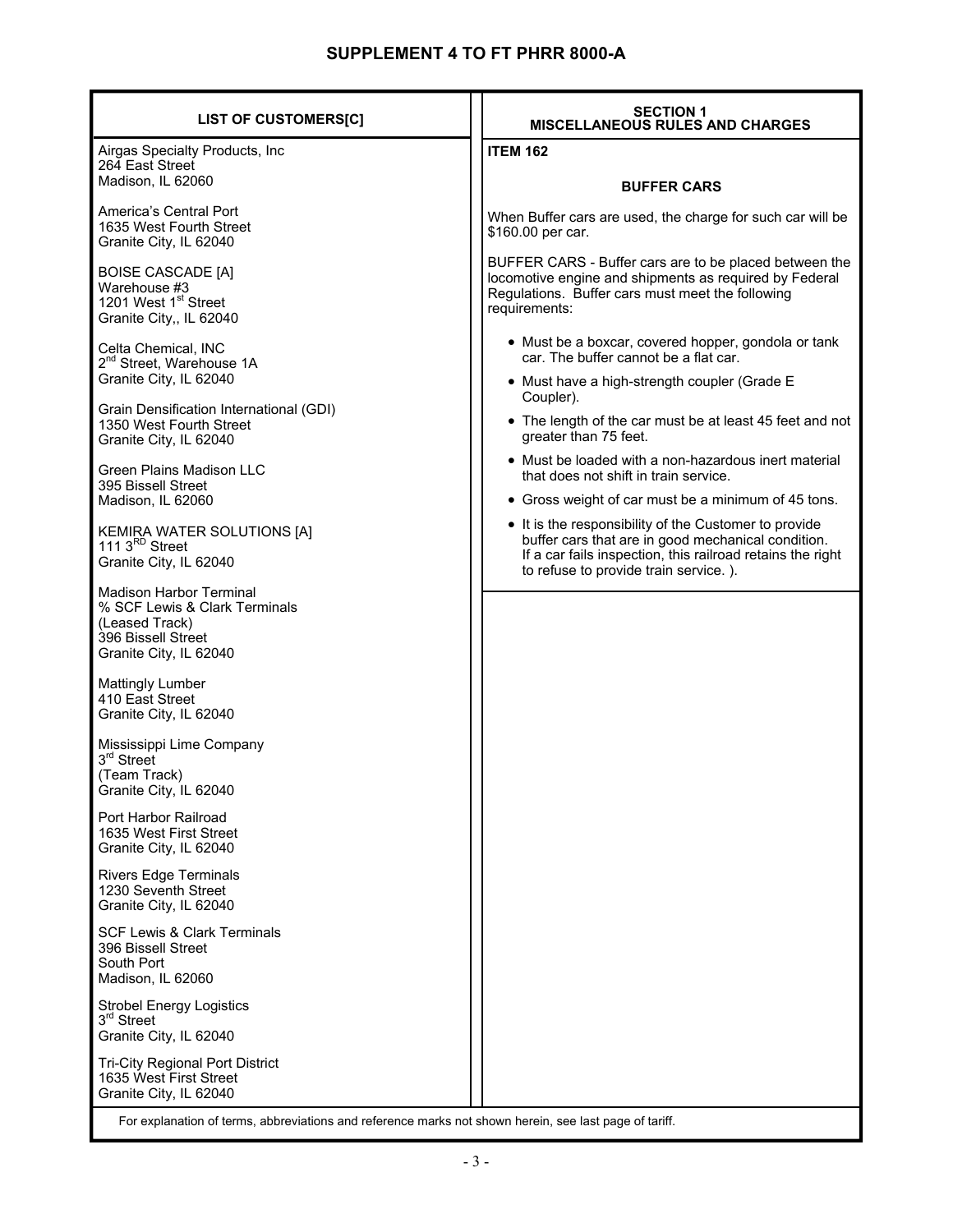# SUPPLEMENT 4 TO FT PHRR 8000-A

## LIST OF CUSTOMERS[C]

Airgas Specialty Products, Inc
264 East Street
Madison, IL 62060

America's Central Port
1635 West Fourth Street
Granite City, IL 62040

BOISE CASCADE [A]
Warehouse #3
1201 West 1st Street
Granite City,, IL 62040

Celta Chemical, INC
2nd Street, Warehouse 1A
Granite City, IL 62040

Grain Densification International (GDI)
1350 West Fourth Street
Granite City, IL 62040

Green Plains Madison LLC
395 Bissell Street
Madison, IL 62060

KEMIRA WATER SOLUTIONS [A]
111 3RD Street
Granite City, IL 62040

Madison Harbor Terminal
% SCF Lewis & Clark Terminals
(Leased Track)
396 Bissell Street
Granite City, IL 62040

Mattingly Lumber
410 East Street
Granite City, IL 62040

Mississippi Lime Company
3rd Street
(Team Track)
Granite City, IL 62040

Port Harbor Railroad
1635 West First Street
Granite City, IL 62040

Rivers Edge Terminals
1230 Seventh Street
Granite City, IL 62040

SCF Lewis & Clark Terminals
396 Bissell Street
South Port
Madison, IL 62060

Strobel Energy Logistics
3rd Street
Granite City, IL 62040

Tri-City Regional Port District
1635 West First Street
Granite City, IL 62040

## SECTION 1 MISCELLANEOUS RULES AND CHARGES

**ITEM 162**

**BUFFER CARS**

When Buffer cars are used, the charge for such car will be $160.00 per car.

BUFFER CARS - Buffer cars are to be placed between the locomotive engine and shipments as required by Federal Regulations. Buffer cars must meet the following requirements:

- Must be a boxcar, covered hopper, gondola or tank car. The buffer cannot be a flat car.
- Must have a high-strength coupler (Grade E Coupler).
- The length of the car must be at least 45 feet and not greater than 75 feet.
- Must be loaded with a non-hazardous inert material that does not shift in train service.
- Gross weight of car must be a minimum of 45 tons.
- It is the responsibility of the Customer to provide buffer cars that are in good mechanical condition. If a car fails inspection, this railroad retains the right to refuse to provide train service. ).

For explanation of terms, abbreviations and reference marks not shown herein, see last page of tariff.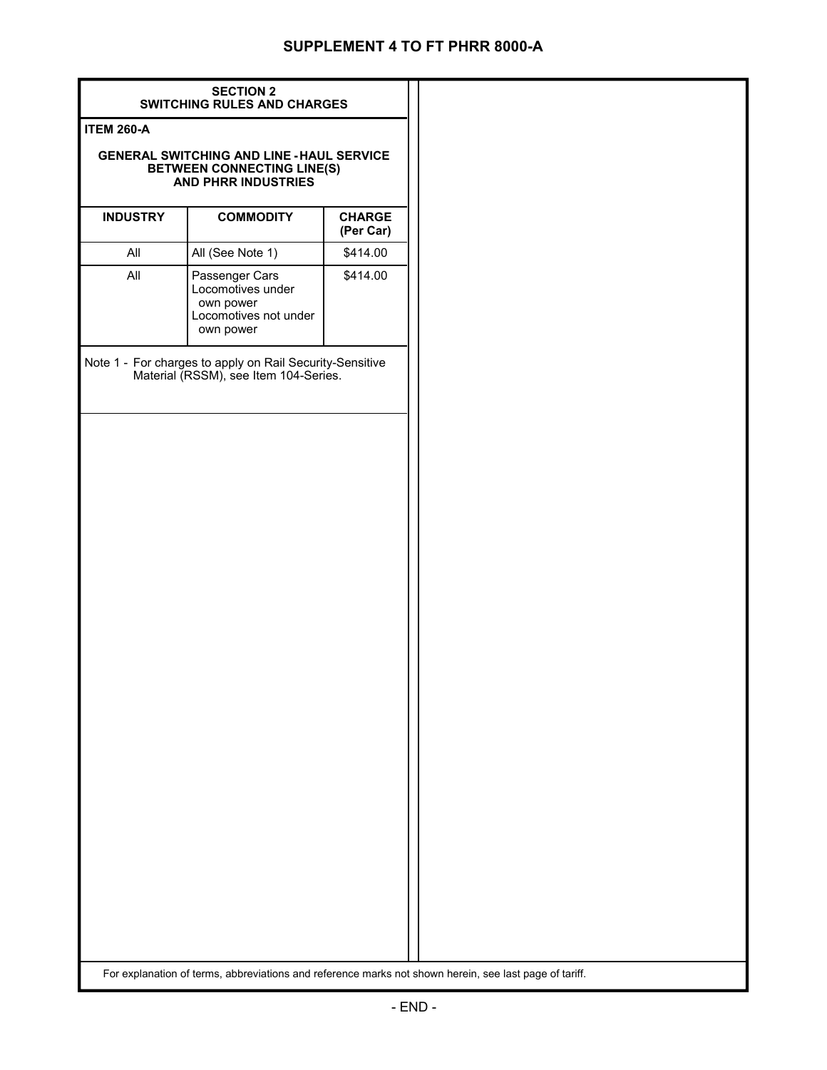# SUPPLEMENT 4 TO FT PHRR 8000-A

## SECTION 2
## SWITCHING RULES AND CHARGES

**ITEM 260-A**

**GENERAL SWITCHING AND LINE - HAUL SERVICE BETWEEN CONNECTING LINE(S) AND PHRR INDUSTRIES**

| INDUSTRY | COMMODITY | CHARGE (Per Car) |
|---|---|---|
| All | All (See Note 1) | $414.00 |
| All | Passenger Cars<br>Locomotives under own power<br>Locomotives not under own power | $414.00 |

Note 1 - For charges to apply on Rail Security-Sensitive Material (RSSM), see Item 104-Series.

For explanation of terms, abbreviations and reference marks not shown herein, see last page of tariff.

- END -